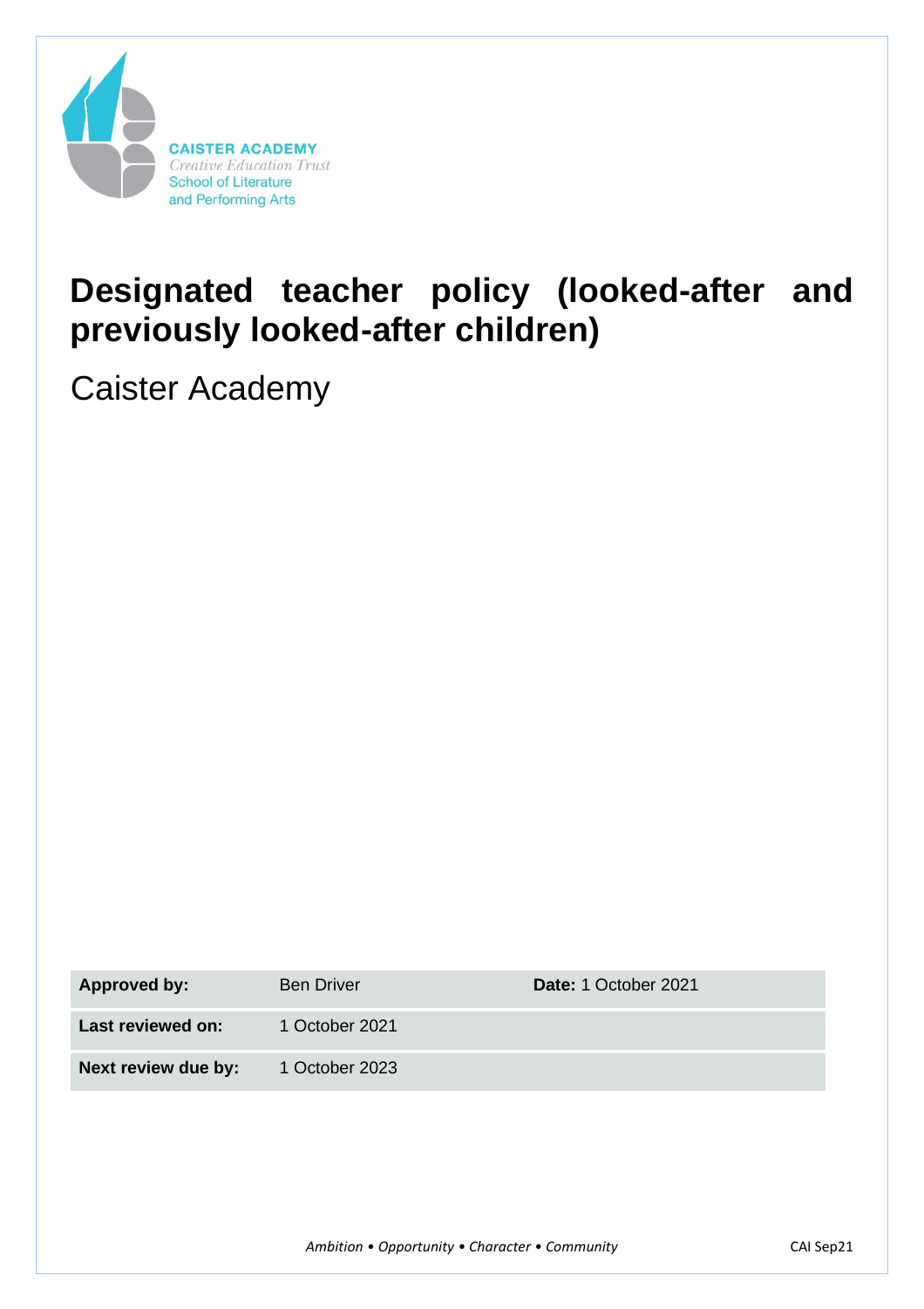CAISTER ACADEMY
Creative Education Trust
School of Literature
and Performing Arts

# Designated teacher policy (looked-after and previously looked-after children)

Caister Academy

| | | |
|---|---|---|
| **Approved by:** | Ben Driver | **Date:** 1 October 2021 |
| **Last reviewed on:** | 1 October 2021 | |
| **Next review due by:** | 1 October 2023 | |

*Ambition • Opportunity • Character • Community*

CAI Sep21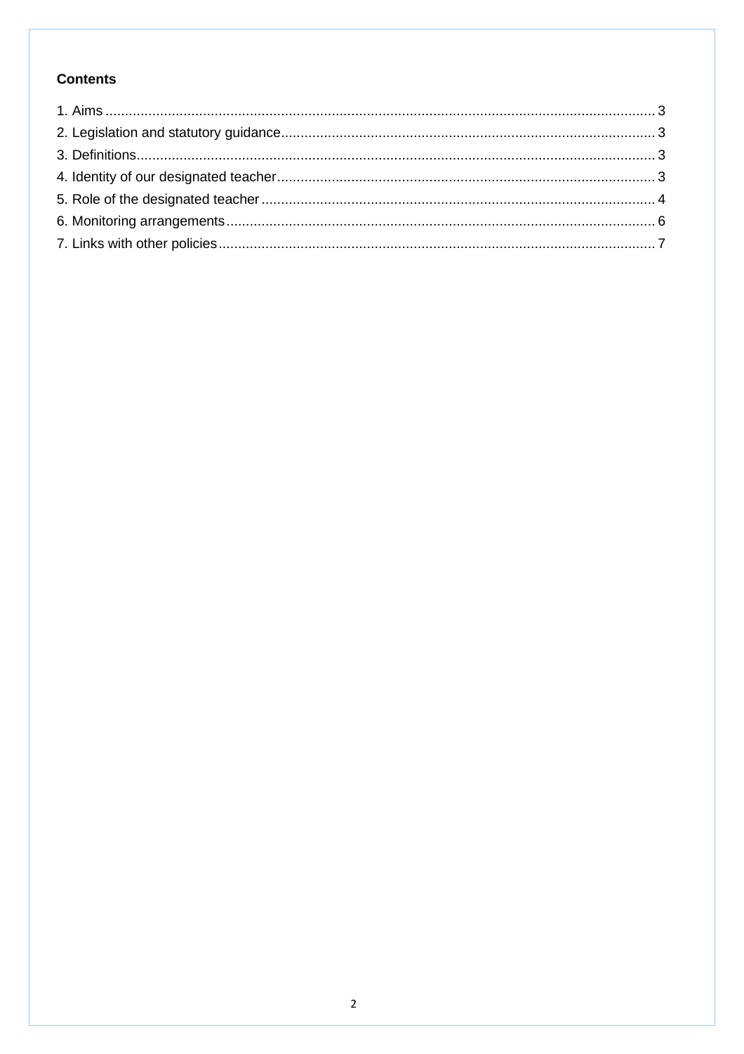**Contents**

1. Aims ..... 3
2. Legislation and statutory guidance ..... 3
3. Definitions ..... 3
4. Identity of our designated teacher ..... 3
5. Role of the designated teacher ..... 4
6. Monitoring arrangements ..... 6
7. Links with other policies ..... 7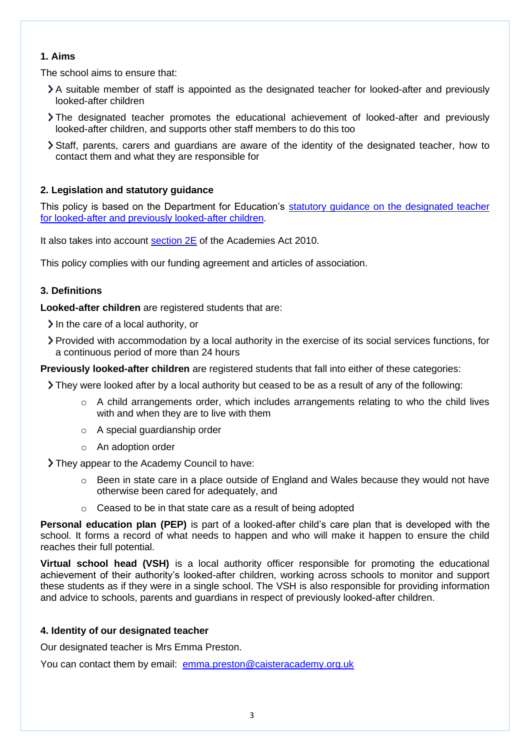## 1. Aims

The school aims to ensure that:

- A suitable member of staff is appointed as the designated teacher for looked-after and previously looked-after children
- The designated teacher promotes the educational achievement of looked-after and previously looked-after children, and supports other staff members to do this too
- Staff, parents, carers and guardians are aware of the identity of the designated teacher, how to contact them and what they are responsible for

## 2. Legislation and statutory guidance

This policy is based on the Department for Education's [statutory guidance on the designated teacher for looked-after and previously looked-after children](#).

It also takes into account [section 2E](#) of the Academies Act 2010.

This policy complies with our funding agreement and articles of association.

## 3. Definitions

**Looked-after children** are registered students that are:

- In the care of a local authority, or
- Provided with accommodation by a local authority in the exercise of its social services functions, for a continuous period of more than 24 hours

**Previously looked-after children** are registered students that fall into either of these categories:

- They were looked after by a local authority but ceased to be as a result of any of the following:
  - A child arrangements order, which includes arrangements relating to who the child lives with and when they are to live with them
  - A special guardianship order
  - An adoption order
- They appear to the Academy Council to have:
  - Been in state care in a place outside of England and Wales because they would not have otherwise been cared for adequately, and
  - Ceased to be in that state care as a result of being adopted

**Personal education plan (PEP)** is part of a looked-after child's care plan that is developed with the school. It forms a record of what needs to happen and who will make it happen to ensure the child reaches their full potential.

**Virtual school head (VSH)** is a local authority officer responsible for promoting the educational achievement of their authority's looked-after children, working across schools to monitor and support these students as if they were in a single school. The VSH is also responsible for providing information and advice to schools, parents and guardians in respect of previously looked-after children.

## 4. Identity of our designated teacher

Our designated teacher is Mrs Emma Preston.

You can contact them by email: [emma.preston@caisteracademy.org.uk](mailto:emma.preston@caisteracademy.org.uk)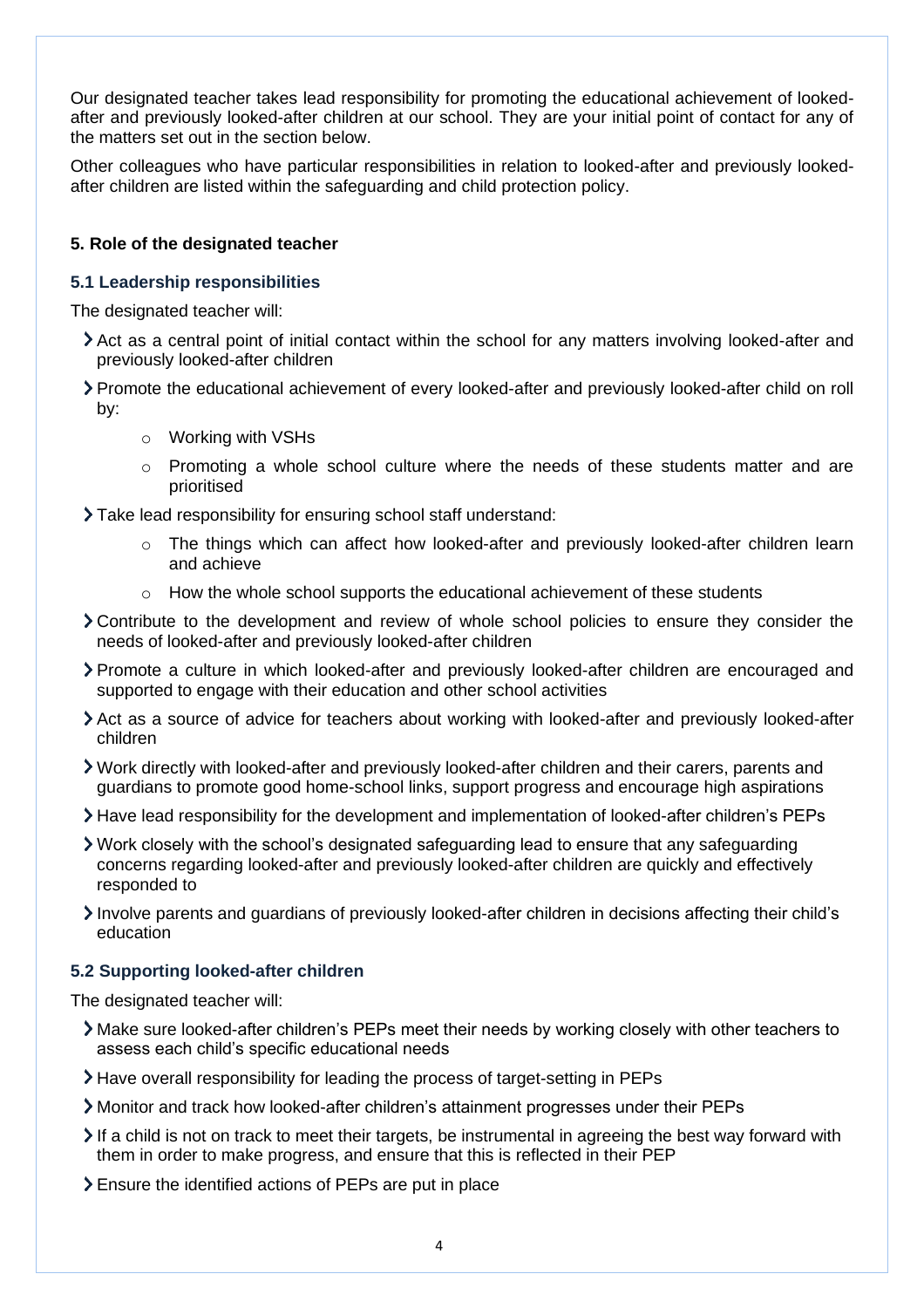Our designated teacher takes lead responsibility for promoting the educational achievement of looked-after and previously looked-after children at our school. They are your initial point of contact for any of the matters set out in the section below.

Other colleagues who have particular responsibilities in relation to looked-after and previously looked-after children are listed within the safeguarding and child protection policy.

## 5. Role of the designated teacher

### 5.1 Leadership responsibilities

The designated teacher will:

- Act as a central point of initial contact within the school for any matters involving looked-after and previously looked-after children
- Promote the educational achievement of every looked-after and previously looked-after child on roll by:
    - Working with VSHs
    - Promoting a whole school culture where the needs of these students matter and are prioritised
- Take lead responsibility for ensuring school staff understand:
    - The things which can affect how looked-after and previously looked-after children learn and achieve
    - How the whole school supports the educational achievement of these students
- Contribute to the development and review of whole school policies to ensure they consider the needs of looked-after and previously looked-after children
- Promote a culture in which looked-after and previously looked-after children are encouraged and supported to engage with their education and other school activities
- Act as a source of advice for teachers about working with looked-after and previously looked-after children
- Work directly with looked-after and previously looked-after children and their carers, parents and guardians to promote good home-school links, support progress and encourage high aspirations
- Have lead responsibility for the development and implementation of looked-after children's PEPs
- Work closely with the school's designated safeguarding lead to ensure that any safeguarding concerns regarding looked-after and previously looked-after children are quickly and effectively responded to
- Involve parents and guardians of previously looked-after children in decisions affecting their child's education

### 5.2 Supporting looked-after children

The designated teacher will:

- Make sure looked-after children's PEPs meet their needs by working closely with other teachers to assess each child's specific educational needs
- Have overall responsibility for leading the process of target-setting in PEPs
- Monitor and track how looked-after children's attainment progresses under their PEPs
- If a child is not on track to meet their targets, be instrumental in agreeing the best way forward with them in order to make progress, and ensure that this is reflected in their PEP
- Ensure the identified actions of PEPs are put in place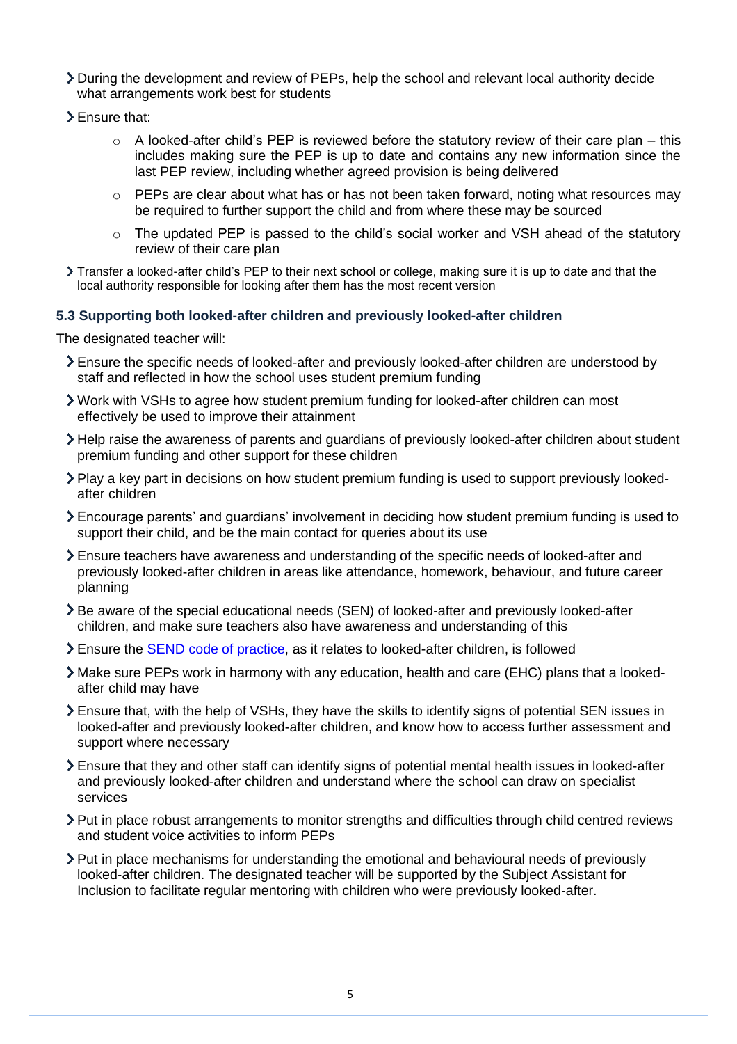- During the development and review of PEPs, help the school and relevant local authority decide what arrangements work best for students
- Ensure that:
    - A looked-after child's PEP is reviewed before the statutory review of their care plan – this includes making sure the PEP is up to date and contains any new information since the last PEP review, including whether agreed provision is being delivered
    - PEPs are clear about what has or has not been taken forward, noting what resources may be required to further support the child and from where these may be sourced
    - The updated PEP is passed to the child's social worker and VSH ahead of the statutory review of their care plan
- Transfer a looked-after child's PEP to their next school or college, making sure it is up to date and that the local authority responsible for looking after them has the most recent version

### 5.3 Supporting both looked-after children and previously looked-after children

The designated teacher will:

- Ensure the specific needs of looked-after and previously looked-after children are understood by staff and reflected in how the school uses student premium funding
- Work with VSHs to agree how student premium funding for looked-after children can most effectively be used to improve their attainment
- Help raise the awareness of parents and guardians of previously looked-after children about student premium funding and other support for these children
- Play a key part in decisions on how student premium funding is used to support previously looked-after children
- Encourage parents' and guardians' involvement in deciding how student premium funding is used to support their child, and be the main contact for queries about its use
- Ensure teachers have awareness and understanding of the specific needs of looked-after and previously looked-after children in areas like attendance, homework, behaviour, and future career planning
- Be aware of the special educational needs (SEN) of looked-after and previously looked-after children, and make sure teachers also have awareness and understanding of this
- Ensure the SEND code of practice, as it relates to looked-after children, is followed
- Make sure PEPs work in harmony with any education, health and care (EHC) plans that a looked-after child may have
- Ensure that, with the help of VSHs, they have the skills to identify signs of potential SEN issues in looked-after and previously looked-after children, and know how to access further assessment and support where necessary
- Ensure that they and other staff can identify signs of potential mental health issues in looked-after and previously looked-after children and understand where the school can draw on specialist services
- Put in place robust arrangements to monitor strengths and difficulties through child centred reviews and student voice activities to inform PEPs
- Put in place mechanisms for understanding the emotional and behavioural needs of previously looked-after children. The designated teacher will be supported by the Subject Assistant for Inclusion to facilitate regular mentoring with children who were previously looked-after.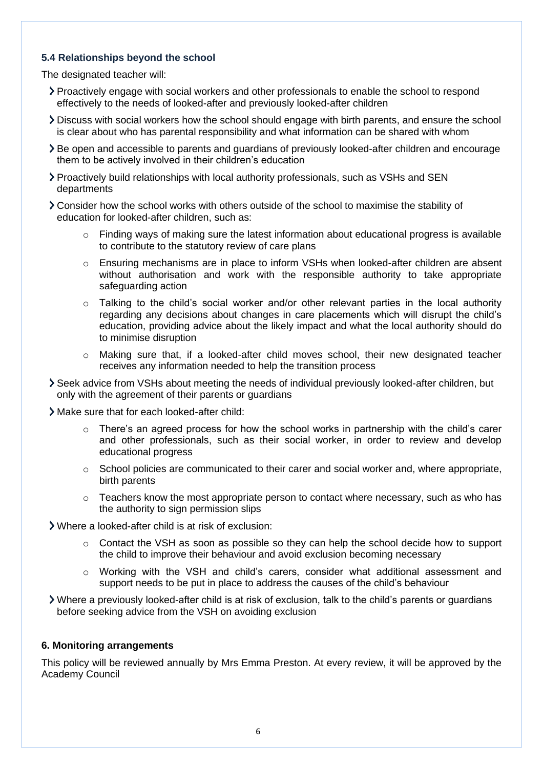### 5.4 Relationships beyond the school

The designated teacher will:

- Proactively engage with social workers and other professionals to enable the school to respond effectively to the needs of looked-after and previously looked-after children
- Discuss with social workers how the school should engage with birth parents, and ensure the school is clear about who has parental responsibility and what information can be shared with whom
- Be open and accessible to parents and guardians of previously looked-after children and encourage them to be actively involved in their children's education
- Proactively build relationships with local authority professionals, such as VSHs and SEN departments
- Consider how the school works with others outside of the school to maximise the stability of education for looked-after children, such as:
    - Finding ways of making sure the latest information about educational progress is available to contribute to the statutory review of care plans
    - Ensuring mechanisms are in place to inform VSHs when looked-after children are absent without authorisation and work with the responsible authority to take appropriate safeguarding action
    - Talking to the child's social worker and/or other relevant parties in the local authority regarding any decisions about changes in care placements which will disrupt the child's education, providing advice about the likely impact and what the local authority should do to minimise disruption
    - Making sure that, if a looked-after child moves school, their new designated teacher receives any information needed to help the transition process
- Seek advice from VSHs about meeting the needs of individual previously looked-after children, but only with the agreement of their parents or guardians
- Make sure that for each looked-after child:
    - There's an agreed process for how the school works in partnership with the child's carer and other professionals, such as their social worker, in order to review and develop educational progress
    - School policies are communicated to their carer and social worker and, where appropriate, birth parents
    - Teachers know the most appropriate person to contact where necessary, such as who has the authority to sign permission slips
- Where a looked-after child is at risk of exclusion:
    - Contact the VSH as soon as possible so they can help the school decide how to support the child to improve their behaviour and avoid exclusion becoming necessary
    - Working with the VSH and child's carers, consider what additional assessment and support needs to be put in place to address the causes of the child's behaviour
- Where a previously looked-after child is at risk of exclusion, talk to the child's parents or guardians before seeking advice from the VSH on avoiding exclusion

## 6. Monitoring arrangements

This policy will be reviewed annually by Mrs Emma Preston. At every review, it will be approved by the Academy Council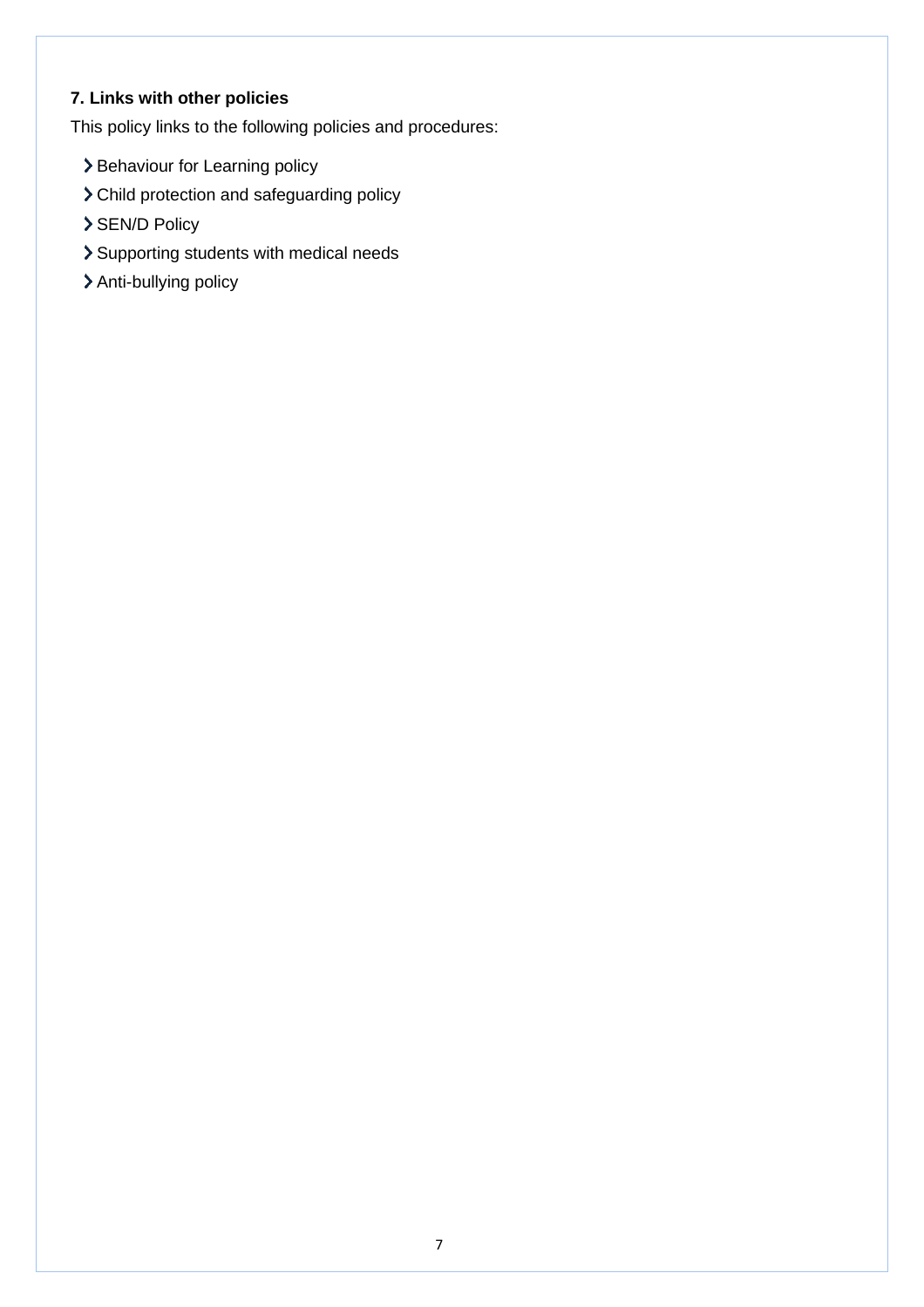### 7. Links with other policies

This policy links to the following policies and procedures:

- Behaviour for Learning policy
- Child protection and safeguarding policy
- SEN/D Policy
- Supporting students with medical needs
- Anti-bullying policy